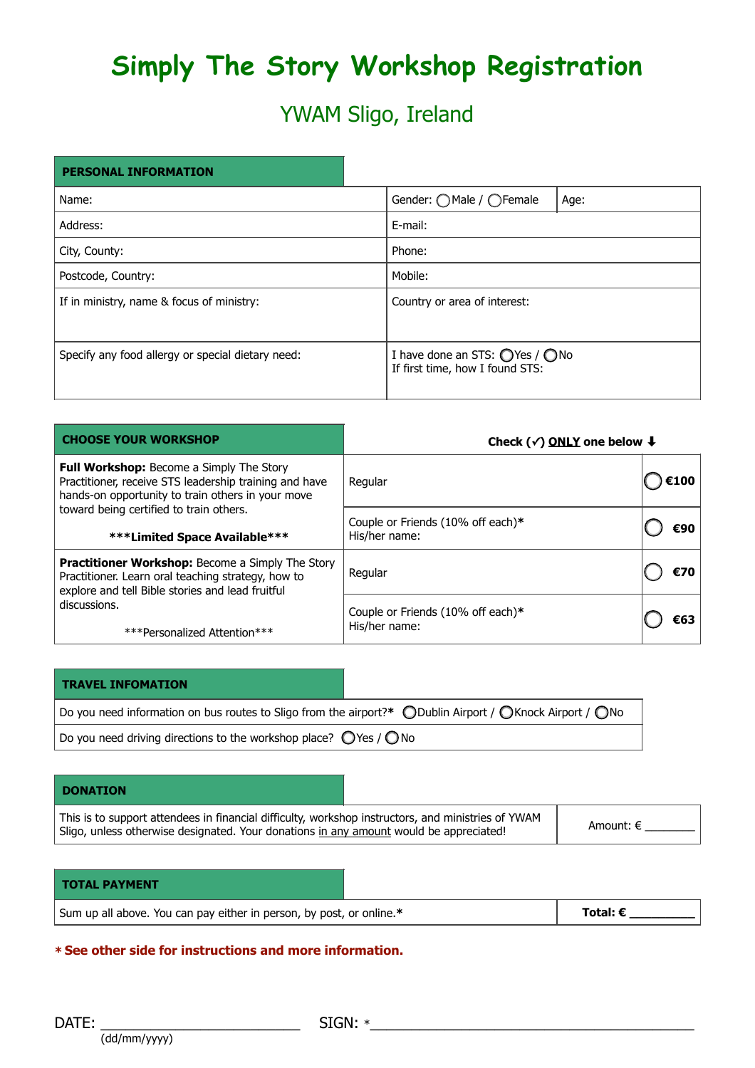# Simply The Story Workshop Registration

## YWAM Sligo, Ireland

| PERSONAL INFORMATION | | |
|---|---|---|
| Name: | Gender: ◯Male / ◯Female | Age: |
| Address: | E-mail: | |
| City, County: | Phone: | |
| Postcode, Country: | Mobile: | |
| If in ministry, name & focus of ministry: | Country or area of interest: | |
| Specify any food allergy or special dietary need: | I have done an STS: ◯Yes / ◯No<br>If first time, how I found STS: | |

| CHOOSE YOUR WORKSHOP | Check (✓) ONLY one below ⬇ | |
|---|---|---|
| **Full Workshop:** Become a Simply The Story Practitioner, receive STS leadership training and have hands-on opportunity to train others in your move toward being certified to train others.<br>**\*\*\*Limited Space Available\*\*\*** | Regular | ◯ **€100** |
| | Couple or Friends (10% off each)*<br>His/her name: | ◯ **€90** |
| **Practitioner Workshop:** Become a Simply The Story Practitioner. Learn oral teaching strategy, how to explore and tell Bible stories and lead fruitful discussions.<br>\*\*\*Personalized Attention\*\*\* | Regular | ◯ **€70** |
| | Couple or Friends (10% off each)*<br>His/her name: | ◯ **€63** |

| TRAVEL INFOMATION |
|---|
| Do you need information on bus routes to Sligo from the airport?* ◯Dublin Airport / ◯Knock Airport / ◯No |
| Do you need driving directions to the workshop place? ◯Yes / ◯No |

| DONATION | |
|---|---|
| This is to support attendees in financial difficulty, workshop instructors, and ministries of YWAM Sligo, unless otherwise designated. Your donations in any amount would be appreciated! | Amount: € ________ |

| TOTAL PAYMENT | |
|---|---|
| Sum up all above. You can pay either in person, by post, or online.* | **Total: € __________** |

**\* See other side for instructions and more information.**

DATE: _________________________ SIGN: *________________________________________
(dd/mm/yyyy)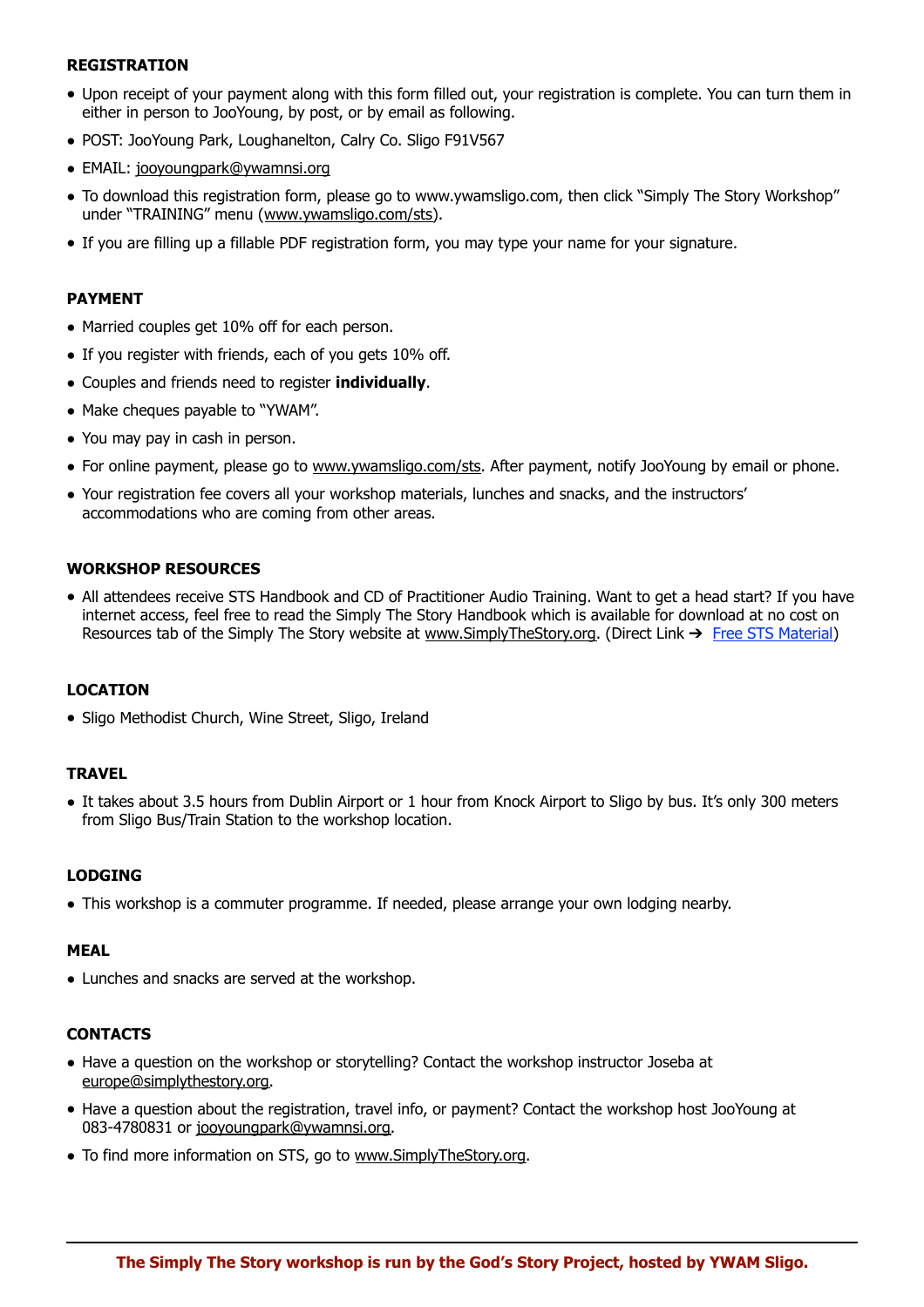## REGISTRATION

- Upon receipt of your payment along with this form filled out, your registration is complete. You can turn them in either in person to JooYoung, by post, or by email as following.
- POST: JooYoung Park, Loughanelton, Calry Co. Sligo F91V567
- EMAIL: jooyoungpark@ywamnsi.org
- To download this registration form, please go to www.ywamsligo.com, then click "Simply The Story Workshop" under "TRAINING" menu (www.ywamsligo.com/sts).
- If you are filling up a fillable PDF registration form, you may type your name for your signature.

## PAYMENT

- Married couples get 10% off for each person.
- If you register with friends, each of you gets 10% off.
- Couples and friends need to register **individually**.
- Make cheques payable to "YWAM".
- You may pay in cash in person.
- For online payment, please go to www.ywamsligo.com/sts. After payment, notify JooYoung by email or phone.
- Your registration fee covers all your workshop materials, lunches and snacks, and the instructors' accommodations who are coming from other areas.

## WORKSHOP RESOURCES

- All attendees receive STS Handbook and CD of Practitioner Audio Training. Want to get a head start? If you have internet access, feel free to read the Simply The Story Handbook which is available for download at no cost on Resources tab of the Simply The Story website at www.SimplyTheStory.org. (Direct Link ➔ Free STS Material)

## LOCATION

- Sligo Methodist Church, Wine Street, Sligo, Ireland

## TRAVEL

- It takes about 3.5 hours from Dublin Airport or 1 hour from Knock Airport to Sligo by bus. It's only 300 meters from Sligo Bus/Train Station to the workshop location.

## LODGING

- This workshop is a commuter programme. If needed, please arrange your own lodging nearby.

## MEAL

- Lunches and snacks are served at the workshop.

## CONTACTS

- Have a question on the workshop or storytelling? Contact the workshop instructor Joseba at europe@simplythestory.org.
- Have a question about the registration, travel info, or payment? Contact the workshop host JooYoung at 083-4780831 or jooyoungpark@ywamnsi.org.
- To find more information on STS, go to www.SimplyTheStory.org.

---

**The Simply The Story workshop is run by the God's Story Project, hosted by YWAM Sligo.**